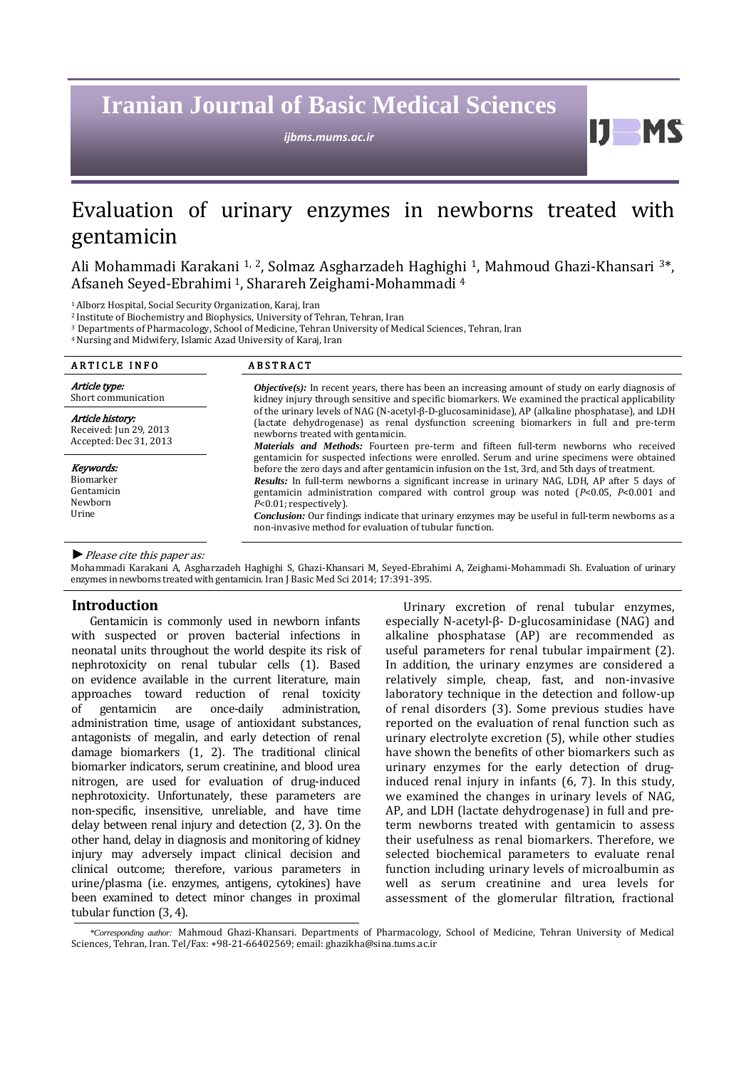# Evaluation of urinary enzymes in newborns treated with gentamicin

Ali Mohammadi Karakani [1, 2], Solmaz Asgharzadeh Haghighi [1], Mahmoud Ghazi-Khansari [3]*, Afsaneh Seyed-Ebrahimi [1], Sharareh Zeighami-Mohammadi [4]

[1] Alborz Hospital, Social Security Organization, Karaj, Iran
[2] Institute of Biochemistry and Biophysics, University of Tehran, Tehran, Iran
[3] Departments of Pharmacology, School of Medicine, Tehran University of Medical Sciences, Tehran, Iran
[4] Nursing and Midwifery, Islamic Azad University of Karaj, Iran

**ARTICLE INFO**

*Article type:*
Short communication

*Article history:*
Received: Jun 29, 2013
Accepted: Dec 31, 2013

*Keywords:*
Biomarker
Gentamicin
Newborn
Urine

**ABSTRACT**

***Objective(s):*** In recent years, there has been an increasing amount of study on early diagnosis of kidney injury through sensitive and specific biomarkers. We examined the practical applicability of the urinary levels of NAG (N-acetyl-β-D-glucosaminidase), AP (alkaline phosphatase), and LDH (lactate dehydrogenase) as renal dysfunction screening biomarkers in full and pre-term newborns treated with gentamicin.

***Materials and Methods:*** Fourteen pre-term and fifteen full-term newborns who received gentamicin for suspected infections were enrolled. Serum and urine specimens were obtained before the zero days and after gentamicin infusion on the 1st, 3rd, and 5th days of treatment.

***Results:*** In full-term newborns a significant increase in urinary NAG, LDH, AP after 5 days of gentamicin administration compared with control group was noted ($P<0.05$, $P<0.001$ and $P<0.01$; respectively).

***Conclusion:*** Our findings indicate that urinary enzymes may be useful in full-term newborns as a non-invasive method for evaluation of tubular function.

► *Please cite this paper as:*

Mohammadi Karakani A, Asgharzadeh Haghighi S, Ghazi-Khansari M, Seyed-Ebrahimi A, Zeighami-Mohammadi Sh. Evaluation of urinary enzymes in newborns treated with gentamicin. Iran J Basic Med Sci 2014; 17:391-395.

## Introduction

Gentamicin is commonly used in newborn infants with suspected or proven bacterial infections in neonatal units throughout the world despite its risk of nephrotoxicity on renal tubular cells (1). Based on evidence available in the current literature, main approaches toward reduction of renal toxicity of gentamicin are once-daily administration, administration time, usage of antioxidant substances, antagonists of megalin, and early detection of renal damage biomarkers (1, 2). The traditional clinical biomarker indicators, serum creatinine, and blood urea nitrogen, are used for evaluation of drug-induced nephrotoxicity. Unfortunately, these parameters are non-specific, insensitive, unreliable, and have time delay between renal injury and detection (2, 3). On the other hand, delay in diagnosis and monitoring of kidney injury may adversely impact clinical decision and clinical outcome; therefore, various parameters in urine/plasma (i.e. enzymes, antigens, cytokines) have been examined to detect minor changes in proximal tubular function (3, 4).

Urinary excretion of renal tubular enzymes, especially N-acetyl-β- D-glucosaminidase (NAG) and alkaline phosphatase (AP) are recommended as useful parameters for renal tubular impairment (2). In addition, the urinary enzymes are considered a relatively simple, cheap, fast, and non-invasive laboratory technique in the detection and follow-up of renal disorders (3). Some previous studies have reported on the evaluation of renal function such as urinary electrolyte excretion (5), while other studies have shown the benefits of other biomarkers such as urinary enzymes for the early detection of drug-induced renal injury in infants (6, 7). In this study, we examined the changes in urinary levels of NAG, AP, and LDH (lactate dehydrogenase) in full and pre-term newborns treated with gentamicin to assess their usefulness as renal biomarkers. Therefore, we selected biochemical parameters to evaluate renal function including urinary levels of microalbumin as well as serum creatinine and urea levels for assessment of the glomerular filtration, fractional

*\*Corresponding author:* Mahmoud Ghazi-Khansari. Departments of Pharmacology, School of Medicine, Tehran University of Medical Sciences, Tehran, Iran. Tel/Fax: +98-21-66402569; email: ghazikha@sina.tums.ac.ir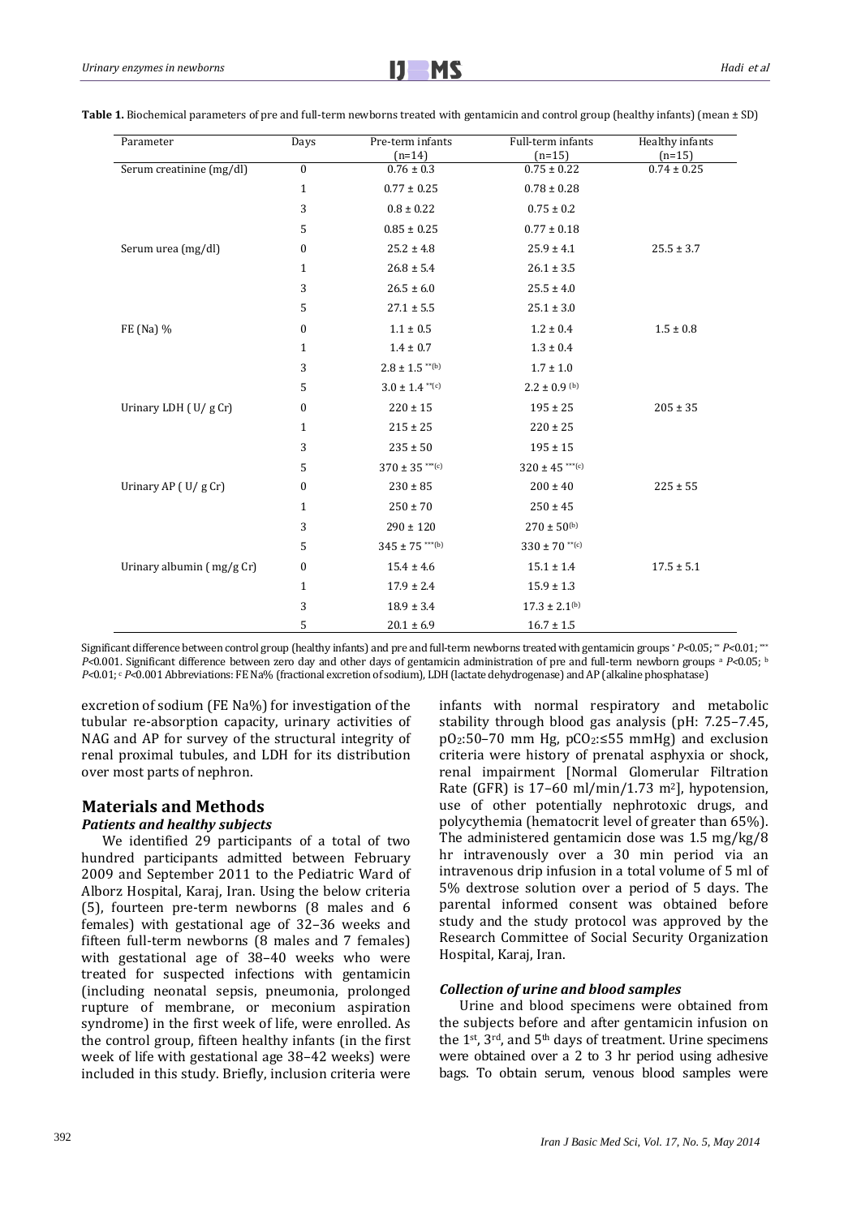**Table 1.** Biochemical parameters of pre and full-term newborns treated with gentamicin and control group (healthy infants) (mean ± SD)

| Parameter | Days | Pre-term infants (n=14) | Full-term infants (n=15) | Healthy infants (n=15) |
|---|---|---|---|---|
| Serum creatinine (mg/dl) | 0 | 0.76 ± 0.3 | 0.75 ± 0.22 | 0.74 ± 0.25 |
| | 1 | 0.77 ± 0.25 | 0.78 ± 0.28 | |
| | 3 | 0.8 ± 0.22 | 0.75 ± 0.2 | |
| | 5 | 0.85 ± 0.25 | 0.77 ± 0.18 | |
| Serum urea (mg/dl) | 0 | 25.2 ± 4.8 | 25.9 ± 4.1 | 25.5 ± 3.7 |
| | 1 | 26.8 ± 5.4 | 26.1 ± 3.5 | |
| | 3 | 26.5 ± 6.0 | 25.5 ± 4.0 | |
| | 5 | 27.1 ± 5.5 | 25.1 ± 3.0 | |
| FE (Na) % | 0 | 1.1 ± 0.5 | 1.2 ± 0.4 | 1.5 ± 0.8 |
| | 1 | 1.4 ± 0.7 | 1.3 ± 0.4 | |
| | 3 | 2.8 ± 1.5 **(b) | 1.7 ± 1.0 | |
| | 5 | 3.0 ± 1.4 **(c) | 2.2 ± 0.9 (b) | |
| Urinary LDH ( U/ g Cr) | 0 | 220 ± 15 | 195 ± 25 | 205 ± 35 |
| | 1 | 215 ± 25 | 220 ± 25 | |
| | 3 | 235 ± 50 | 195 ± 15 | |
| | 5 | 370 ± 35 ***(c) | 320 ± 45 ***(c) | |
| Urinary AP ( U/ g Cr) | 0 | 230 ± 85 | 200 ± 40 | 225 ± 55 |
| | 1 | 250 ± 70 | 250 ± 45 | |
| | 3 | 290 ± 120 | 270 ± 50(b) | |
| | 5 | 345 ± 75 ***(b) | 330 ± 70 **(c) | |
| Urinary albumin ( mg/g Cr) | 0 | 15.4 ± 4.6 | 15.1 ± 1.4 | 17.5 ± 5.1 |
| | 1 | 17.9 ± 2.4 | 15.9 ± 1.3 | |
| | 3 | 18.9 ± 3.4 | 17.3 ± 2.1(b) | |
| | 5 | 20.1 ± 6.9 | 16.7 ± 1.5 | |

Significant difference between control group (healthy infants) and pre and full-term newborns treated with gentamicin groups * $P<0.05$; ** $P<0.01$; *** $P<0.001$. Significant difference between zero day and other days of gentamicin administration of pre and full-term newborn groups [a] $P<0.05$; [b] $P<0.01$; [c] $P<0.001$ Abbreviations: FE Na% (fractional excretion of sodium), LDH (lactate dehydrogenase) and AP (alkaline phosphatase)

excretion of sodium (FE Na%) for investigation of the tubular re-absorption capacity, urinary activities of NAG and AP for survey of the structural integrity of renal proximal tubules, and LDH for its distribution over most parts of nephron.

## Materials and Methods

### *Patients and healthy subjects*

We identified 29 participants of a total of two hundred participants admitted between February 2009 and September 2011 to the Pediatric Ward of Alborz Hospital, Karaj, Iran. Using the below criteria (5), fourteen pre-term newborns (8 males and 6 females) with gestational age of 32–36 weeks and fifteen full-term newborns (8 males and 7 females) with gestational age of 38–40 weeks who were treated for suspected infections with gentamicin (including neonatal sepsis, pneumonia, prolonged rupture of membrane, or meconium aspiration syndrome) in the first week of life, were enrolled. As the control group, fifteen healthy infants (in the first week of life with gestational age 38–42 weeks) were included in this study. Briefly, inclusion criteria were infants with normal respiratory and metabolic stability through blood gas analysis (pH: 7.25–7.45, $pO_2$:50–70 mm Hg, $pCO_2$:≤55 mmHg) and exclusion criteria were history of prenatal asphyxia or shock, renal impairment [Normal Glomerular Filtration Rate (GFR) is 17–60 ml/min/1.73 $m^2$], hypotension, use of other potentially nephrotoxic drugs, and polycythemia (hematocrit level of greater than 65%). The administered gentamicin dose was 1.5 mg/kg/8 hr intravenously over a 30 min period via an intravenous drip infusion in a total volume of 5 ml of 5% dextrose solution over a period of 5 days. The parental informed consent was obtained before study and the study protocol was approved by the Research Committee of Social Security Organization Hospital, Karaj, Iran.

### *Collection of urine and blood samples*

Urine and blood specimens were obtained from the subjects before and after gentamicin infusion on the 1st, 3rd, and 5th days of treatment. Urine specimens were obtained over a 2 to 3 hr period using adhesive bags. To obtain serum, venous blood samples were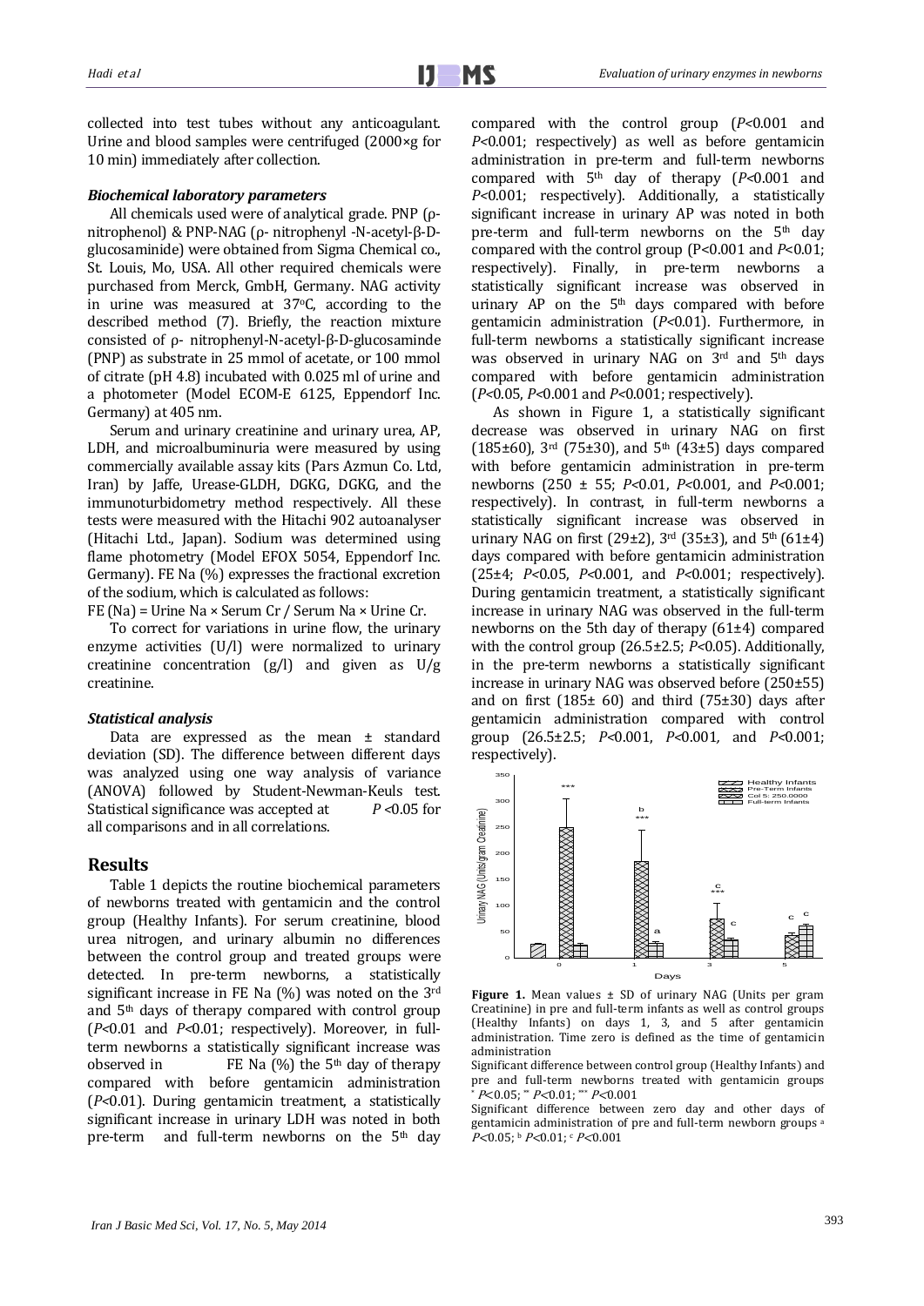collected into test tubes without any anticoagulant. Urine and blood samples were centrifuged (2000×g for 10 min) immediately after collection.

### *Biochemical laboratory parameters*

All chemicals used were of analytical grade. PNP (ρ-nitrophenol) & PNP-NAG (ρ- nitrophenyl -N-acetyl-β-D-glucosaminide) were obtained from Sigma Chemical co., St. Louis, Mo, USA. All other required chemicals were purchased from Merck, GmbH, Germany. NAG activity in urine was measured at 37°C, according to the described method (7). Briefly, the reaction mixture consisted of ρ- nitrophenyl-N-acetyl-β-D-glucosaminde (PNP) as substrate in 25 mmol of acetate, or 100 mmol of citrate (pH 4.8) incubated with 0.025 ml of urine and a photometer (Model ECOM-E 6125, Eppendorf Inc. Germany) at 405 nm.

Serum and urinary creatinine and urinary urea, AP, LDH, and microalbuminuria were measured by using commercially available assay kits (Pars Azmun Co. Ltd, Iran) by Jaffe, Urease-GLDH, DGKG, DGKG, and the immunoturbidometry method respectively. All these tests were measured with the Hitachi 902 autoanalyser (Hitachi Ltd., Japan). Sodium was determined using flame photometry (Model EFOX 5054, Eppendorf Inc. Germany). FE Na (%) expresses the fractional excretion of the sodium, which is calculated as follows:

FE (Na) = Urine Na × Serum Cr / Serum Na × Urine Cr.

To correct for variations in urine flow, the urinary enzyme activities (U/l) were normalized to urinary creatinine concentration (g/l) and given as U/g creatinine.

### *Statistical analysis*

Data are expressed as the mean ± standard deviation (SD). The difference between different days was analyzed using one way analysis of variance (ANOVA) followed by Student-Newman-Keuls test. Statistical significance was accepted at $P<0.05$ for all comparisons and in all correlations.

## Results

Table 1 depicts the routine biochemical parameters of newborns treated with gentamicin and the control group (Healthy Infants). For serum creatinine, blood urea nitrogen, and urinary albumin no differences between the control group and treated groups were detected. In pre-term newborns, a statistically significant increase in FE Na (%) was noted on the 3rd and 5th days of therapy compared with control group ($P<0.01$ and $P<0.01$; respectively). Moreover, in full-term newborns a statistically significant increase was observed in FE Na (%) the 5th day of therapy compared with before gentamicin administration ($P<0.01$). During gentamicin treatment, a statistically significant increase in urinary LDH was noted in both pre-term and full-term newborns on the 5th day compared with the control group ($P<0.001$ and $P<0.001$; respectively) as well as before gentamicin administration in pre-term and full-term newborns compared with 5th day of therapy ($P<0.001$ and $P<0.001$; respectively). Additionally, a statistically significant increase in urinary AP was noted in both pre-term and full-term newborns on the 5th day compared with the control group ($P<0.001$ and $P<0.01$; respectively). Finally, in pre-term newborns a statistically significant increase was observed in urinary AP on the 5th days compared with before gentamicin administration ($P<0.01$). Furthermore, in full-term newborns a statistically significant increase was observed in urinary NAG on 3rd and 5th days compared with before gentamicin administration ($P<0.05$, $P<0.001$ and $P<0.001$; respectively).

As shown in Figure 1, a statistically significant decrease was observed in urinary NAG on first (185±60), 3rd (75±30), and 5th (43±5) days compared with before gentamicin administration in pre-term newborns (250 ± 55; $P<0.01$, $P<0.001$, and $P<0.001$; respectively). In contrast, in full-term newborns a statistically significant increase was observed in urinary NAG on first (29±2), 3rd (35±3), and 5th (61±4) days compared with before gentamicin administration (25±4; $P<0.05$, $P<0.001$, and $P<0.001$; respectively). During gentamicin treatment, a statistically significant increase in urinary NAG was observed in the full-term newborns on the 5th day of therapy (61±4) compared with the control group (26.5±2.5; $P<0.05$). Additionally, in the pre-term newborns a statistically significant increase in urinary NAG was observed before (250±55) and on first (185± 60) and third (75±30) days after gentamicin administration compared with control group (26.5±2.5; $P<0.001$, $P<0.001$, and $P<0.001$; respectively).

**Figure 1.** Mean values ± SD of urinary NAG (Units per gram Creatinine) in pre and full-term infants as well as control groups (Healthy Infants) on days 1, 3, and 5 after gentamicin administration. Time zero is defined as the time of gentamicin administration

Significant difference between control group (Healthy Infants) and pre and full-term newborns treated with gentamicin groups * $P<0.05$; ** $P<0.01$; *** $P<0.001$

Significant difference between zero day and other days of gentamicin administration of pre and full-term newborn groups [a] $P<0.05$; [b] $P<0.01$; [c] $P<0.001$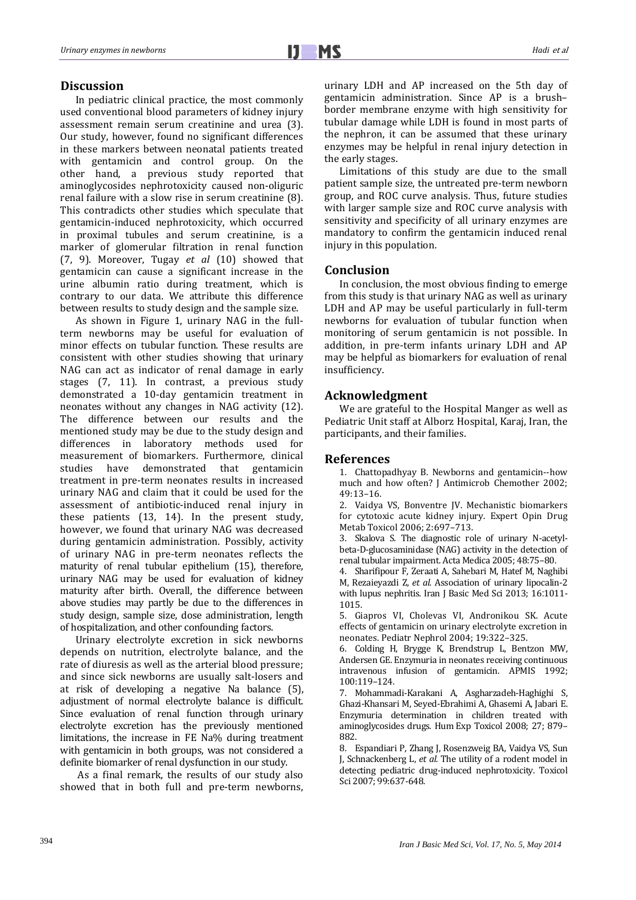## Discussion

In pediatric clinical practice, the most commonly used conventional blood parameters of kidney injury assessment remain serum creatinine and urea (3). Our study, however, found no significant differences in these markers between neonatal patients treated with gentamicin and control group. On the other hand, a previous study reported that aminoglycosides nephrotoxicity caused non-oliguric renal failure with a slow rise in serum creatinine (8). This contradicts other studies which speculate that gentamicin-induced nephrotoxicity, which occurred in proximal tubules and serum creatinine, is a marker of glomerular filtration in renal function (7, 9). Moreover, Tugay *et al* (10) showed that gentamicin can cause a significant increase in the urine albumin ratio during treatment, which is contrary to our data. We attribute this difference between results to study design and the sample size.

As shown in Figure 1, urinary NAG in the full-term newborns may be useful for evaluation of minor effects on tubular function. These results are consistent with other studies showing that urinary NAG can act as indicator of renal damage in early stages (7, 11). In contrast, a previous study demonstrated a 10-day gentamicin treatment in neonates without any changes in NAG activity (12). The difference between our results and the mentioned study may be due to the study design and differences in laboratory methods used for measurement of biomarkers. Furthermore, clinical studies have demonstrated that gentamicin treatment in pre-term neonates results in increased urinary NAG and claim that it could be used for the assessment of antibiotic-induced renal injury in these patients (13, 14). In the present study, however, we found that urinary NAG was decreased during gentamicin administration. Possibly, activity of urinary NAG in pre-term neonates reflects the maturity of renal tubular epithelium (15), therefore, urinary NAG may be used for evaluation of kidney maturity after birth. Overall, the difference between above studies may partly be due to the differences in study design, sample size, dose administration, length of hospitalization, and other confounding factors.

Urinary electrolyte excretion in sick newborns depends on nutrition, electrolyte balance, and the rate of diuresis as well as the arterial blood pressure; and since sick newborns are usually salt-losers and at risk of developing a negative Na balance (5), adjustment of normal electrolyte balance is difficult. Since evaluation of renal function through urinary electrolyte excretion has the previously mentioned limitations, the increase in FE Na% during treatment with gentamicin in both groups, was not considered a definite biomarker of renal dysfunction in our study.

As a final remark, the results of our study also showed that in both full and pre-term newborns, urinary LDH and AP increased on the 5th day of gentamicin administration. Since AP is a brush–border membrane enzyme with high sensitivity for tubular damage while LDH is found in most parts of the nephron, it can be assumed that these urinary enzymes may be helpful in renal injury detection in the early stages.

Limitations of this study are due to the small patient sample size, the untreated pre-term newborn group, and ROC curve analysis. Thus, future studies with larger sample size and ROC curve analysis with sensitivity and specificity of all urinary enzymes are mandatory to confirm the gentamicin induced renal injury in this population.

## Conclusion

In conclusion, the most obvious finding to emerge from this study is that urinary NAG as well as urinary LDH and AP may be useful particularly in full-term newborns for evaluation of tubular function when monitoring of serum gentamicin is not possible. In addition, in pre-term infants urinary LDH and AP may be helpful as biomarkers for evaluation of renal insufficiency.

## Acknowledgment

We are grateful to the Hospital Manger as well as Pediatric Unit staff at Alborz Hospital, Karaj, Iran, the participants, and their families.

## References

1. Chattopadhyay B. Newborns and gentamicin--how much and how often? J Antimicrob Chemother 2002; 49:13–16.
2. Vaidya VS, Bonventre JV. Mechanistic biomarkers for cytotoxic acute kidney injury. Expert Opin Drug Metab Toxicol 2006; 2:697–713.
3. Skalova S. The diagnostic role of urinary N-acetyl-beta-D-glucosaminidase (NAG) activity in the detection of renal tubular impairment. Acta Medica 2005; 48:75–80.
4. Sharifipour F, Zeraati A, Sahebari M, Hatef M, Naghibi M, Rezaieyazdi Z, *et al.* Association of urinary lipocalin-2 with lupus nephritis. Iran J Basic Med Sci 2013; 16:1011-1015.
5. Giapros VI, Cholevas VI, Andronikou SK. Acute effects of gentamicin on urinary electrolyte excretion in neonates. Pediatr Nephrol 2004; 19:322–325.
6. Colding H, Brygge K, Brendstrup L, Bentzon MW, Andersen GE. Enzymuria in neonates receiving continuous intravenous infusion of gentamicin. APMIS 1992; 100:119–124.
7. Mohammadi-Karakani A, Asgharzadeh-Haghighi S, Ghazi-Khansari M, Seyed-Ebrahimi A, Ghasemi A, Jabari E. Enzymuria determination in children treated with aminoglycosides drugs. Hum Exp Toxicol 2008; 27; 879–882.
8. Espandiari P, Zhang J, Rosenzweig BA, Vaidya VS, Sun J, Schnackenberg L, *et al.* The utility of a rodent model in detecting pediatric drug-induced nephrotoxicity. Toxicol Sci 2007; 99:637-648.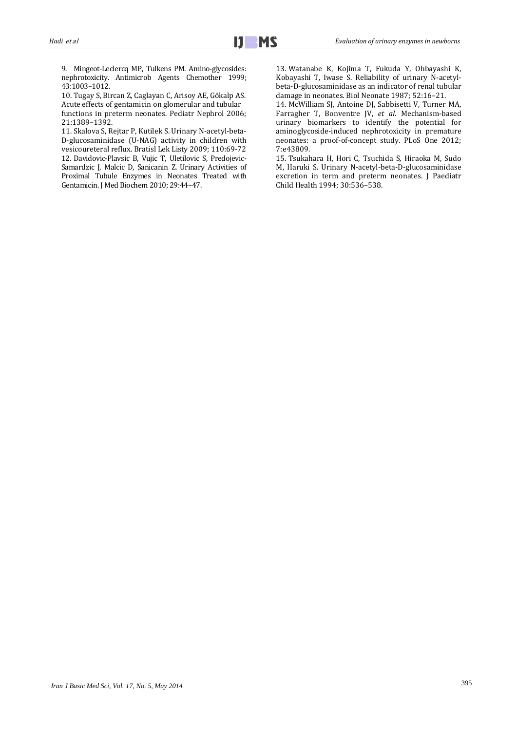9. Mingeot-Leclercq MP, Tulkens PM. Amino-glycosides: nephrotoxicity. Antimicrob Agents Chemother 1999; 43:1003–1012.

10. Tugay S, Bircan Z, Caglayan C, Arisoy AE, Gökalp AS. Acute effects of gentamicin on glomerular and tubular functions in preterm neonates. Pediatr Nephrol 2006; 21:1389–1392.

11. Skalova S, Rejtar P, Kutilek S. Urinary N-acetyl-beta-D-glucosaminidase (U-NAG) activity in children with vesicoureteral reflux. Bratisl Lek Listy 2009; 110:69-72

12. Davidovic-Plavsic B, Vujic T, Uletilovic S, Predojevic-Samardzic J, Malcic D, Sanicanin Z. Urinary Activities of Proximal Tubule Enzymes in Neonates Treated with Gentamicin. J Med Biochem 2010; 29:44–47.

13. Watanabe K, Kojima T, Fukuda Y, Ohbayashi K, Kobayashi T, Iwase S. Reliability of urinary N-acetyl-beta-D-glucosaminidase as an indicator of renal tubular damage in neonates. Biol Neonate 1987; 52:16–21.

14. McWilliam SJ, Antoine DJ, Sabbisetti V, Turner MA, Farragher T, Bonventre JV, *et al*. Mechanism-based urinary biomarkers to identify the potential for aminoglycoside-induced nephrotoxicity in premature neonates: a proof-of-concept study. PLoS One 2012; 7:e43809.

15. Tsukahara H, Hori C, Tsuchida S, Hiraoka M, Sudo M, Haruki S. Urinary N-acetyl-beta-D-glucosaminidase excretion in term and preterm neonates. J Paediatr Child Health 1994; 30:536–538.